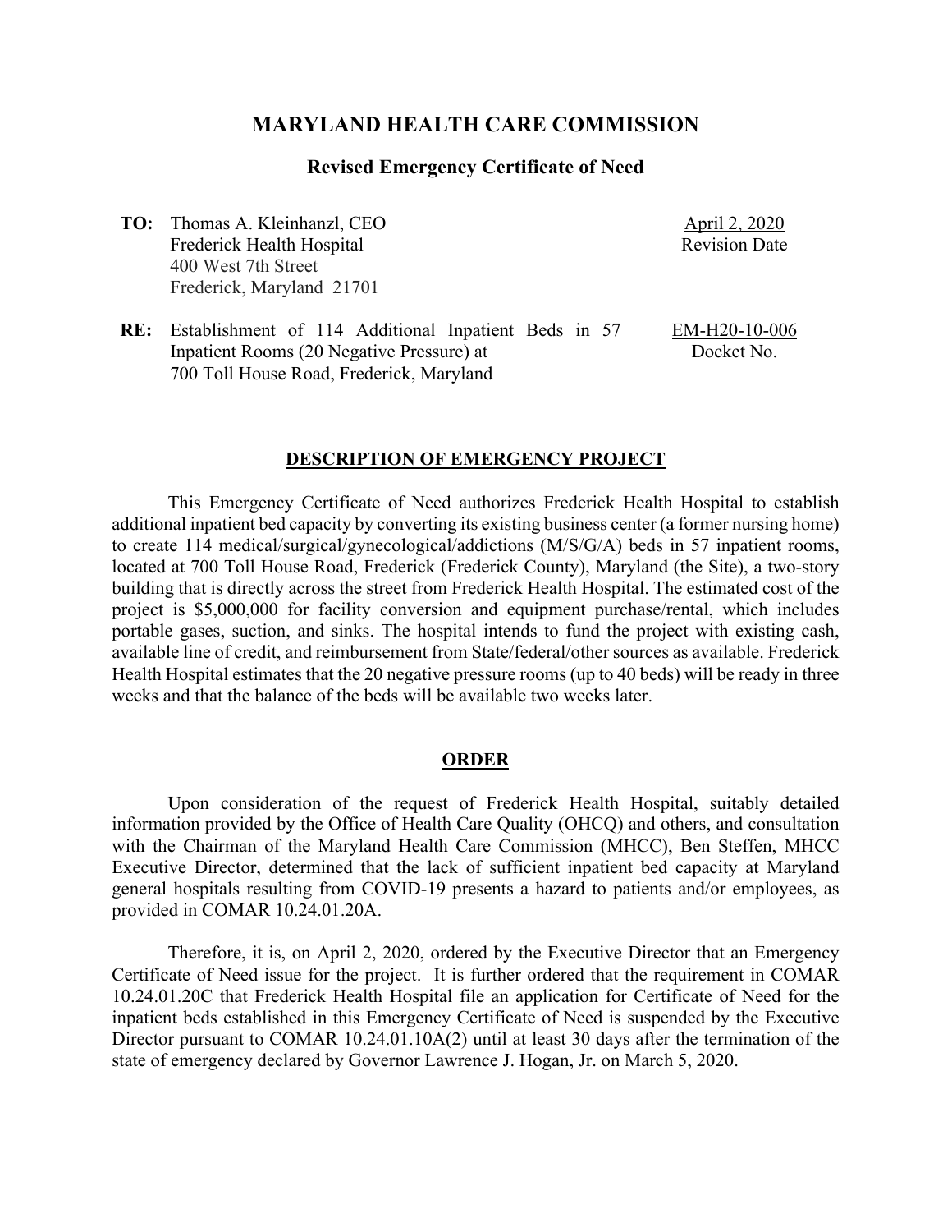# MARYLAND HEALTH CARE COMMISSION

## Revised Emergency Certificate of Need

| | | |
|---|---|---|
| **TO:** | Thomas A. Kleinhanzl, CEO<br>Frederick Health Hospital<br>400 West 7th Street<br>Frederick, Maryland 21701 | <u>April 2, 2020</u><br>Revision Date |
| **RE:** | Establishment of 114 Additional Inpatient Beds in 57 Inpatient Rooms (20 Negative Pressure) at 700 Toll House Road, Frederick, Maryland | <u>EM-H20-10-006</u><br>Docket No. |

### <u>DESCRIPTION OF EMERGENCY PROJECT</u>

This Emergency Certificate of Need authorizes Frederick Health Hospital to establish additional inpatient bed capacity by converting its existing business center (a former nursing home) to create 114 medical/surgical/gynecological/addictions (M/S/G/A) beds in 57 inpatient rooms, located at 700 Toll House Road, Frederick (Frederick County), Maryland (the Site), a two-story building that is directly across the street from Frederick Health Hospital. The estimated cost of the project is $5,000,000 for facility conversion and equipment purchase/rental, which includes portable gases, suction, and sinks. The hospital intends to fund the project with existing cash, available line of credit, and reimbursement from State/federal/other sources as available. Frederick Health Hospital estimates that the 20 negative pressure rooms (up to 40 beds) will be ready in three weeks and that the balance of the beds will be available two weeks later.

### <u>ORDER</u>

Upon consideration of the request of Frederick Health Hospital, suitably detailed information provided by the Office of Health Care Quality (OHCQ) and others, and consultation with the Chairman of the Maryland Health Care Commission (MHCC), Ben Steffen, MHCC Executive Director, determined that the lack of sufficient inpatient bed capacity at Maryland general hospitals resulting from COVID-19 presents a hazard to patients and/or employees, as provided in COMAR 10.24.01.20A.

Therefore, it is, on April 2, 2020, ordered by the Executive Director that an Emergency Certificate of Need issue for the project. It is further ordered that the requirement in COMAR 10.24.01.20C that Frederick Health Hospital file an application for Certificate of Need for the inpatient beds established in this Emergency Certificate of Need is suspended by the Executive Director pursuant to COMAR 10.24.01.10A(2) until at least 30 days after the termination of the state of emergency declared by Governor Lawrence J. Hogan, Jr. on March 5, 2020.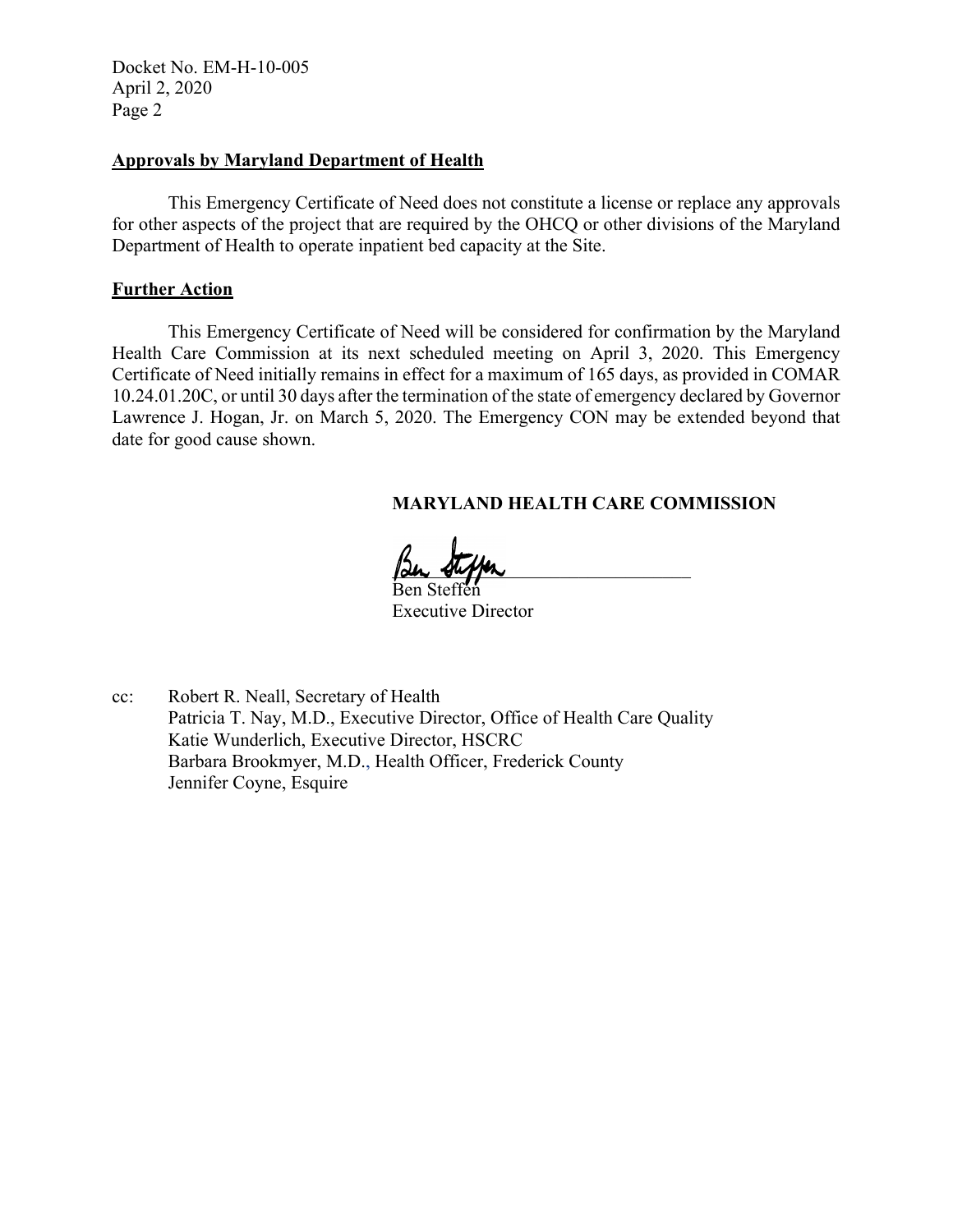Docket No. EM-H-10-005
April 2, 2020
Page 2

**Approvals by Maryland Department of Health**

This Emergency Certificate of Need does not constitute a license or replace any approvals for other aspects of the project that are required by the OHCQ or other divisions of the Maryland Department of Health to operate inpatient bed capacity at the Site.

**Further Action**

This Emergency Certificate of Need will be considered for confirmation by the Maryland Health Care Commission at its next scheduled meeting on April 3, 2020. This Emergency Certificate of Need initially remains in effect for a maximum of 165 days, as provided in COMAR 10.24.01.20C, or until 30 days after the termination of the state of emergency declared by Governor Lawrence J. Hogan, Jr. on March 5, 2020. The Emergency CON may be extended beyond that date for good cause shown.

**MARYLAND HEALTH CARE COMMISSION**

Ben Steffen
Executive Director

cc: Robert R. Neall, Secretary of Health
Patricia T. Nay, M.D., Executive Director, Office of Health Care Quality
Katie Wunderlich, Executive Director, HSCRC
Barbara Brookmyer, M.D., Health Officer, Frederick County
Jennifer Coyne, Esquire